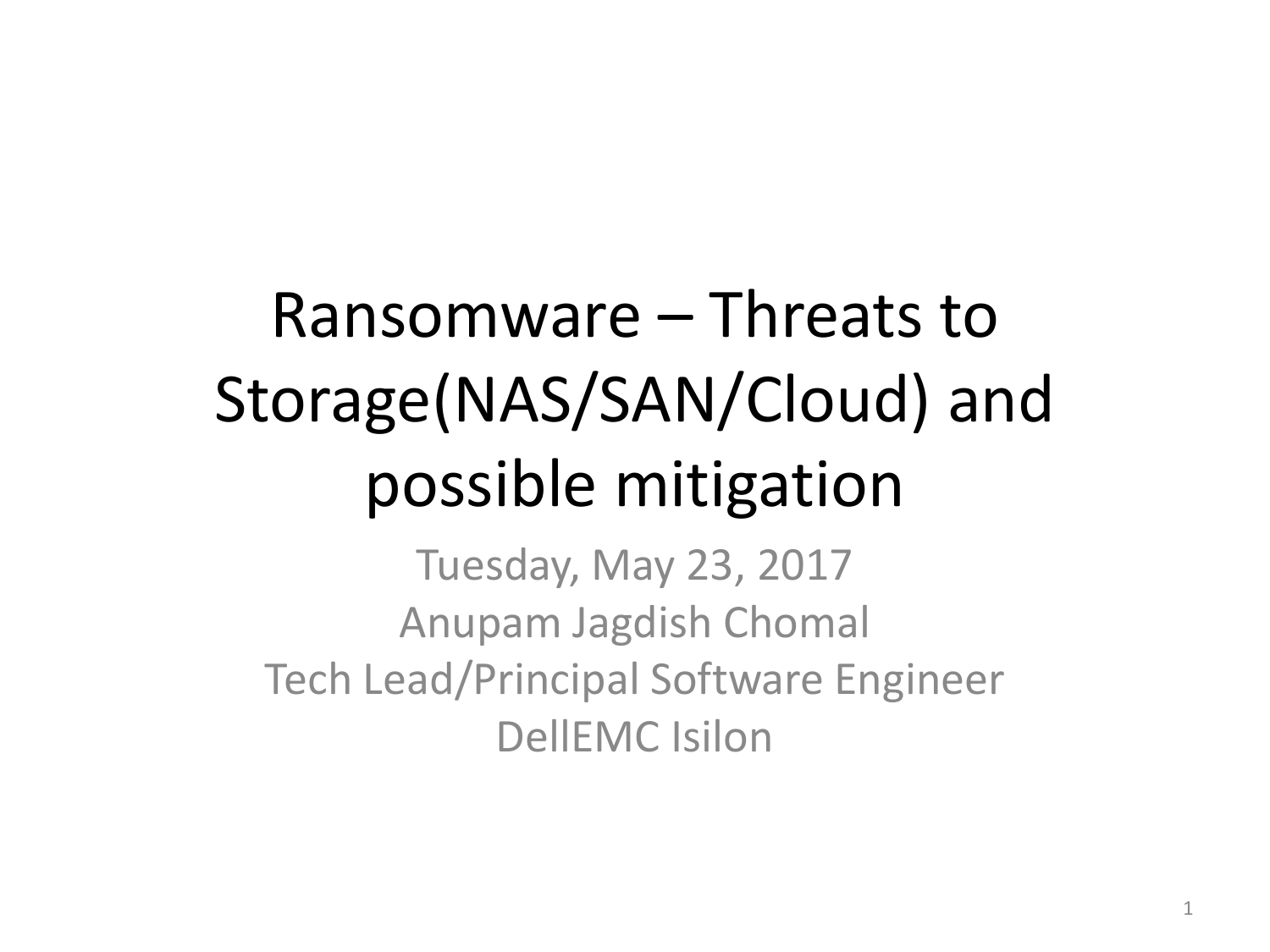# Ransomware – Threats to Storage(NAS/SAN/Cloud) and possible mitigation

Tuesday, May 23, 2017

Anupam Jagdish Chomal

Tech Lead/Principal Software Engineer

DellEMC Isilon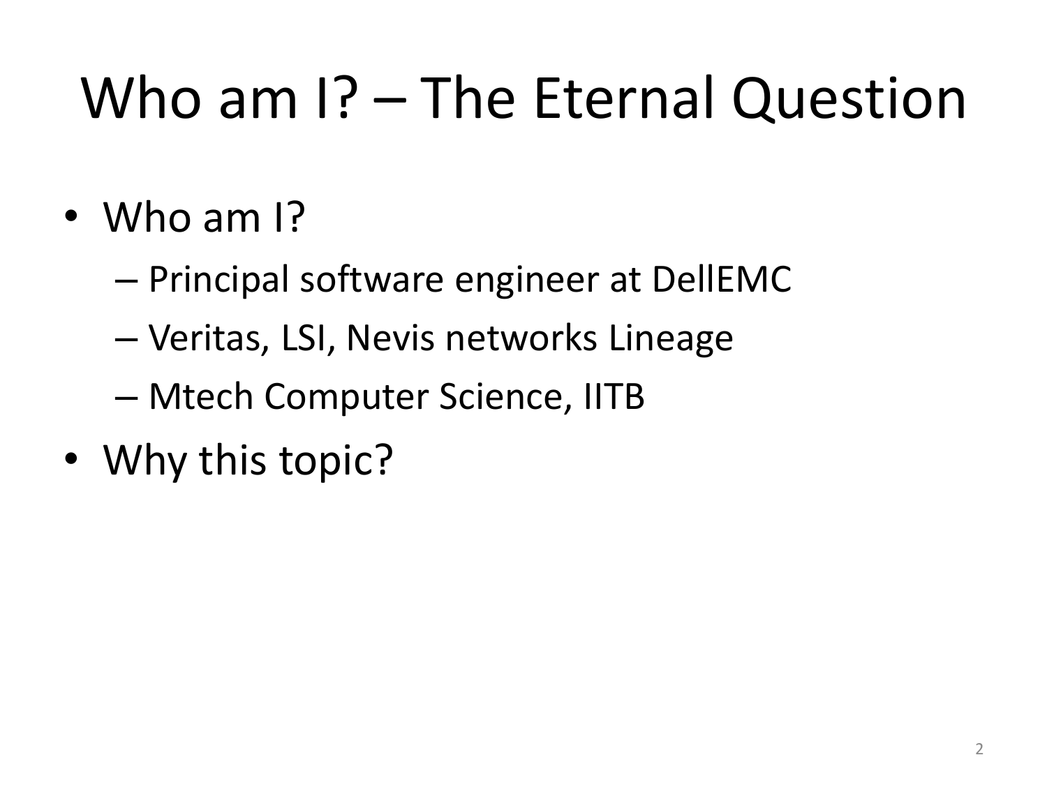# Who am I? – The Eternal Question

- Who am I?
  - Principal software engineer at DellEMC
  - Veritas, LSI, Nevis networks Lineage
  - Mtech Computer Science, IITB
- Why this topic?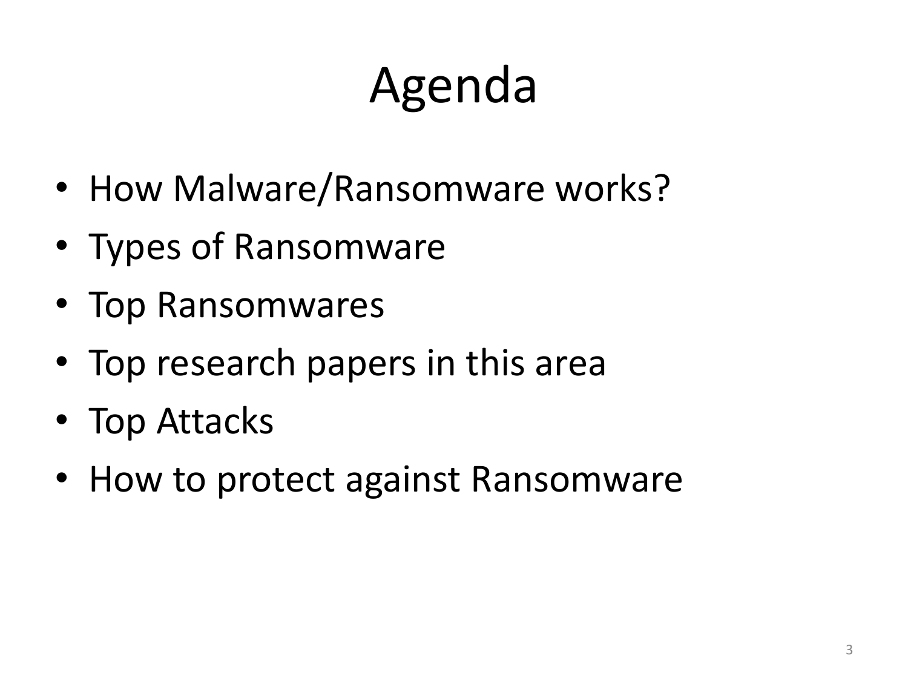# Agenda

- How Malware/Ransomware works?
- Types of Ransomware
- Top Ransomwares
- Top research papers in this area
- Top Attacks
- How to protect against Ransomware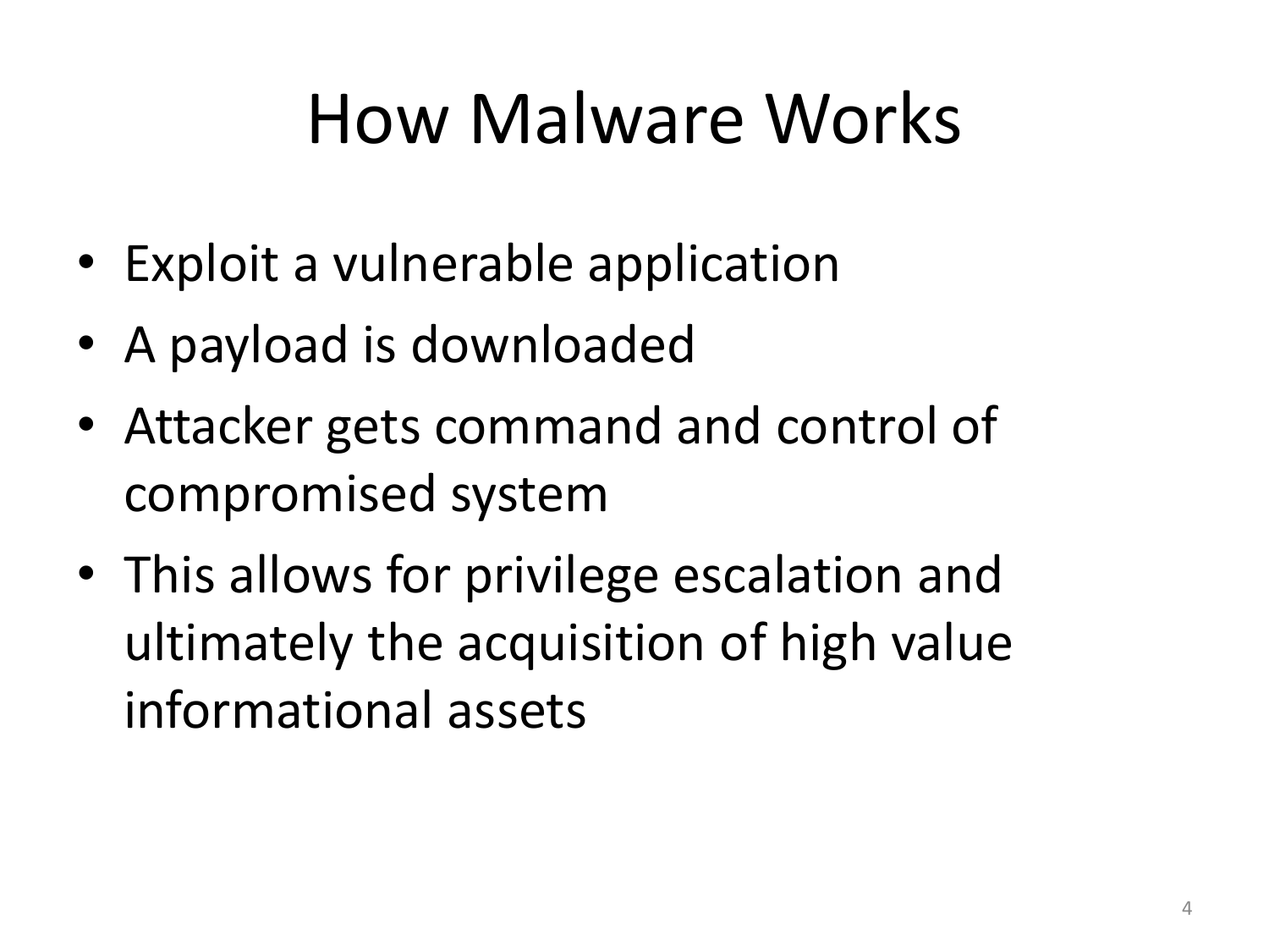# How Malware Works

- Exploit a vulnerable application
- A payload is downloaded
- Attacker gets command and control of compromised system
- This allows for privilege escalation and ultimately the acquisition of high value informational assets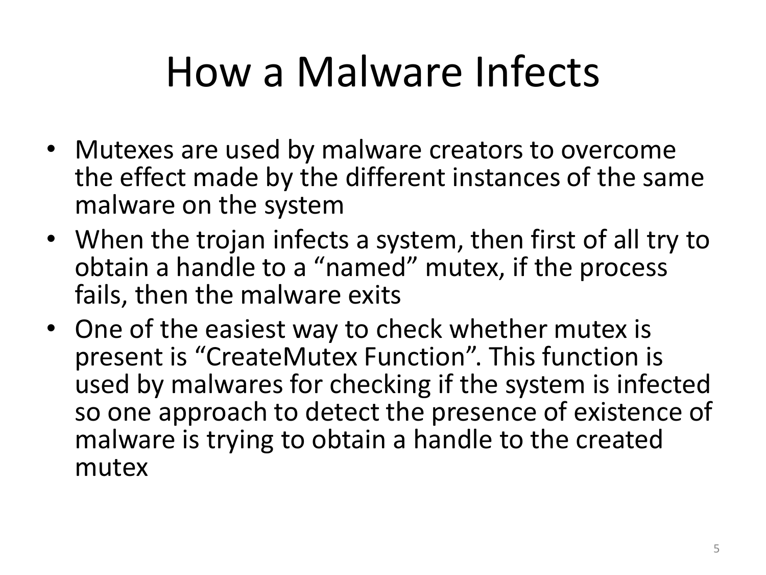# How a Malware Infects

- Mutexes are used by malware creators to overcome the effect made by the different instances of the same malware on the system
- When the trojan infects a system, then first of all try to obtain a handle to a “named” mutex, if the process fails, then the malware exits
- One of the easiest way to check whether mutex is present is “CreateMutex Function”. This function is used by malwares for checking if the system is infected so one approach to detect the presence of existence of malware is trying to obtain a handle to the created mutex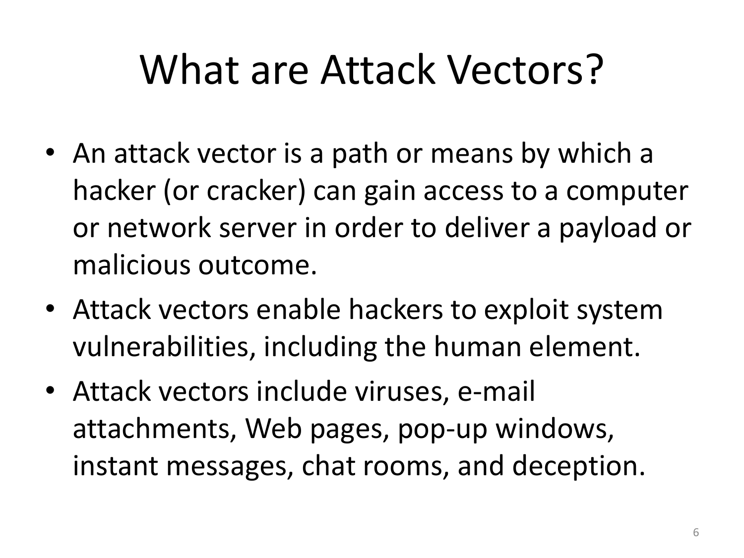# What are Attack Vectors?

- An attack vector is a path or means by which a hacker (or cracker) can gain access to a computer or network server in order to deliver a payload or malicious outcome.
- Attack vectors enable hackers to exploit system vulnerabilities, including the human element.
- Attack vectors include viruses, e-mail attachments, Web pages, pop-up windows, instant messages, chat rooms, and deception.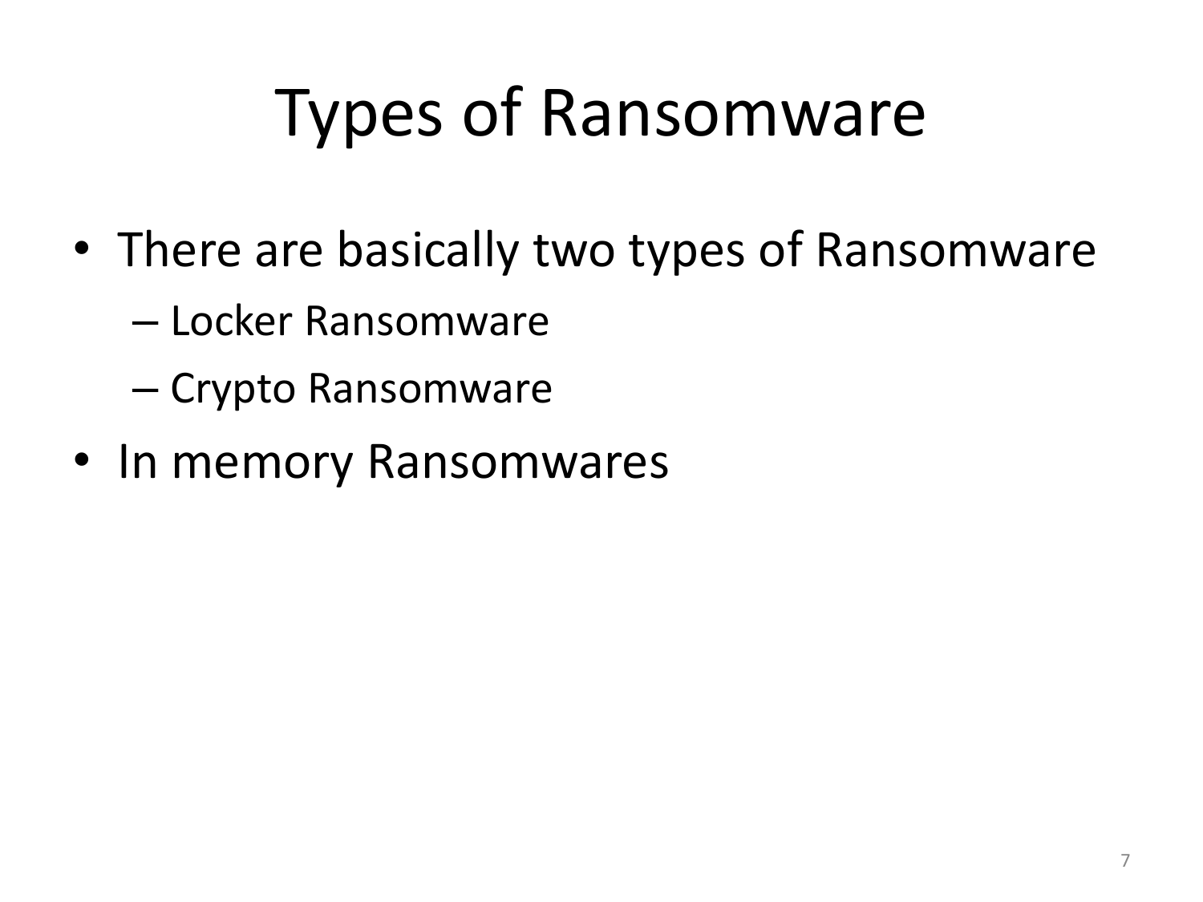# Types of Ransomware

- There are basically two types of Ransomware
  - Locker Ransomware
  - Crypto Ransomware
- In memory Ransomwares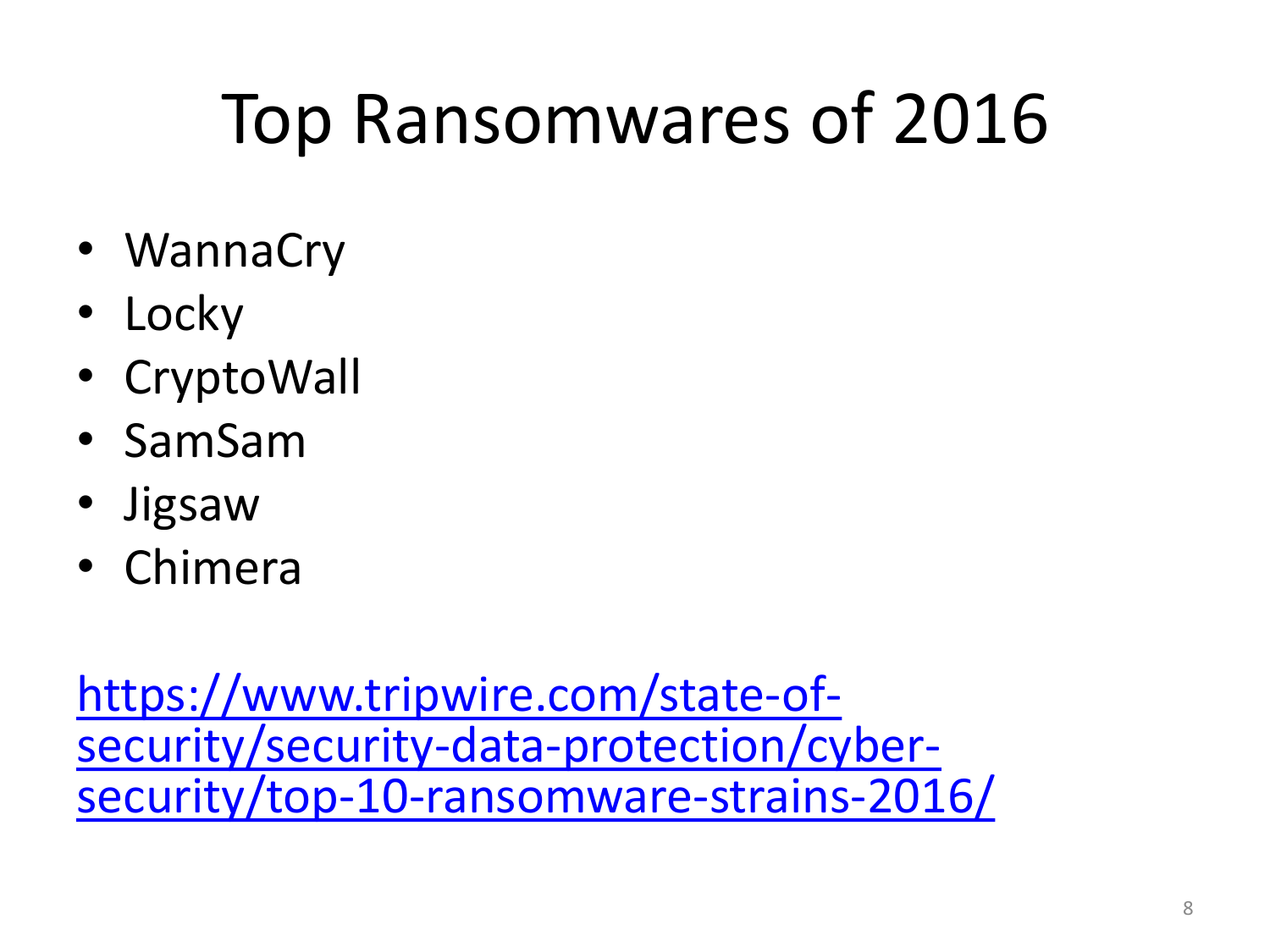# Top Ransomwares of 2016

- WannaCry
- Locky
- CryptoWall
- SamSam
- Jigsaw
- Chimera

[https://www.tripwire.com/state-of-security/security-data-protection/cyber-security/top-10-ransomware-strains-2016/](https://www.tripwire.com/state-of-security/security-data-protection/cyber-security/top-10-ransomware-strains-2016/)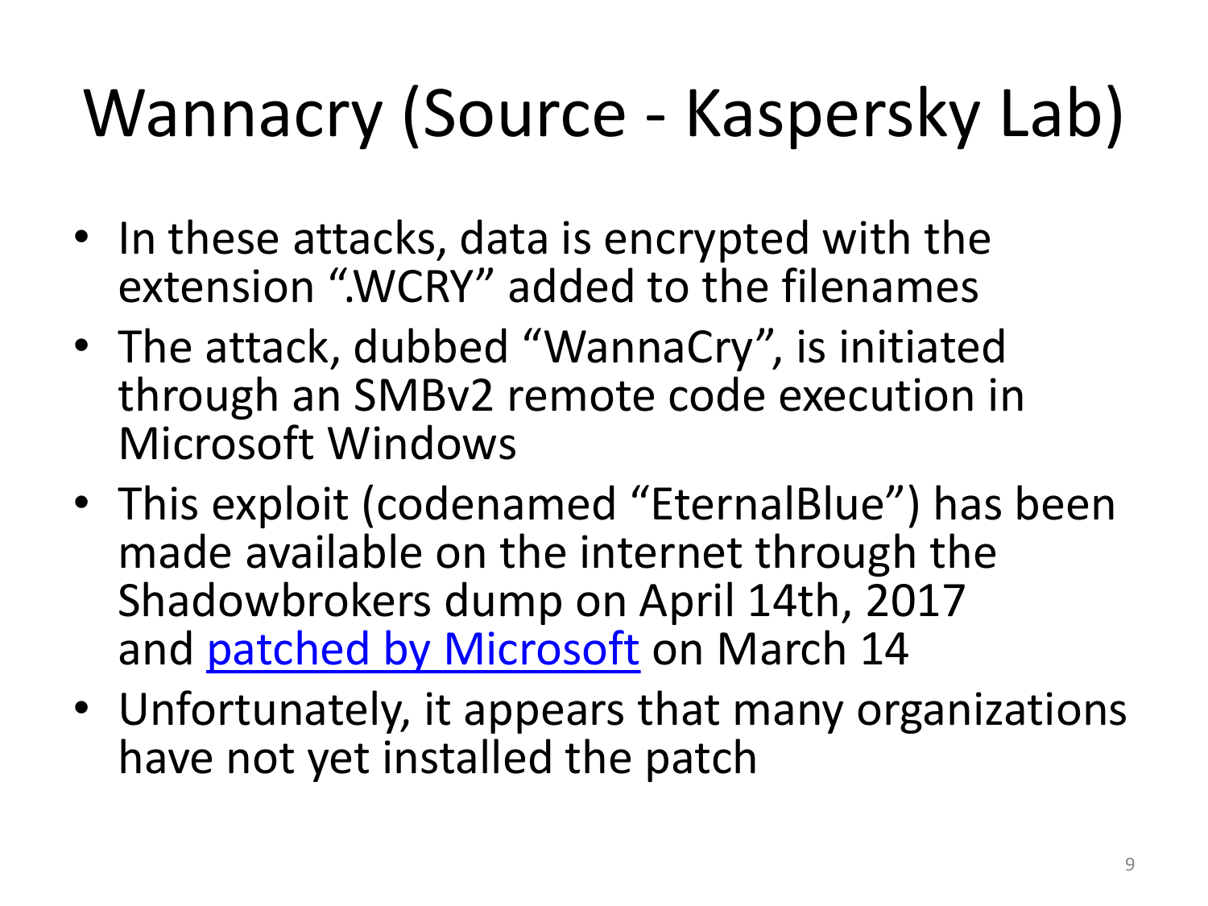# Wannacry (Source - Kaspersky Lab)

- In these attacks, data is encrypted with the extension ".WCRY" added to the filenames
- The attack, dubbed "WannaCry", is initiated through an SMBv2 remote code execution in Microsoft Windows
- This exploit (codenamed "EternalBlue") has been made available on the internet through the Shadowbrokers dump on April 14th, 2017 and patched by Microsoft on March 14
- Unfortunately, it appears that many organizations have not yet installed the patch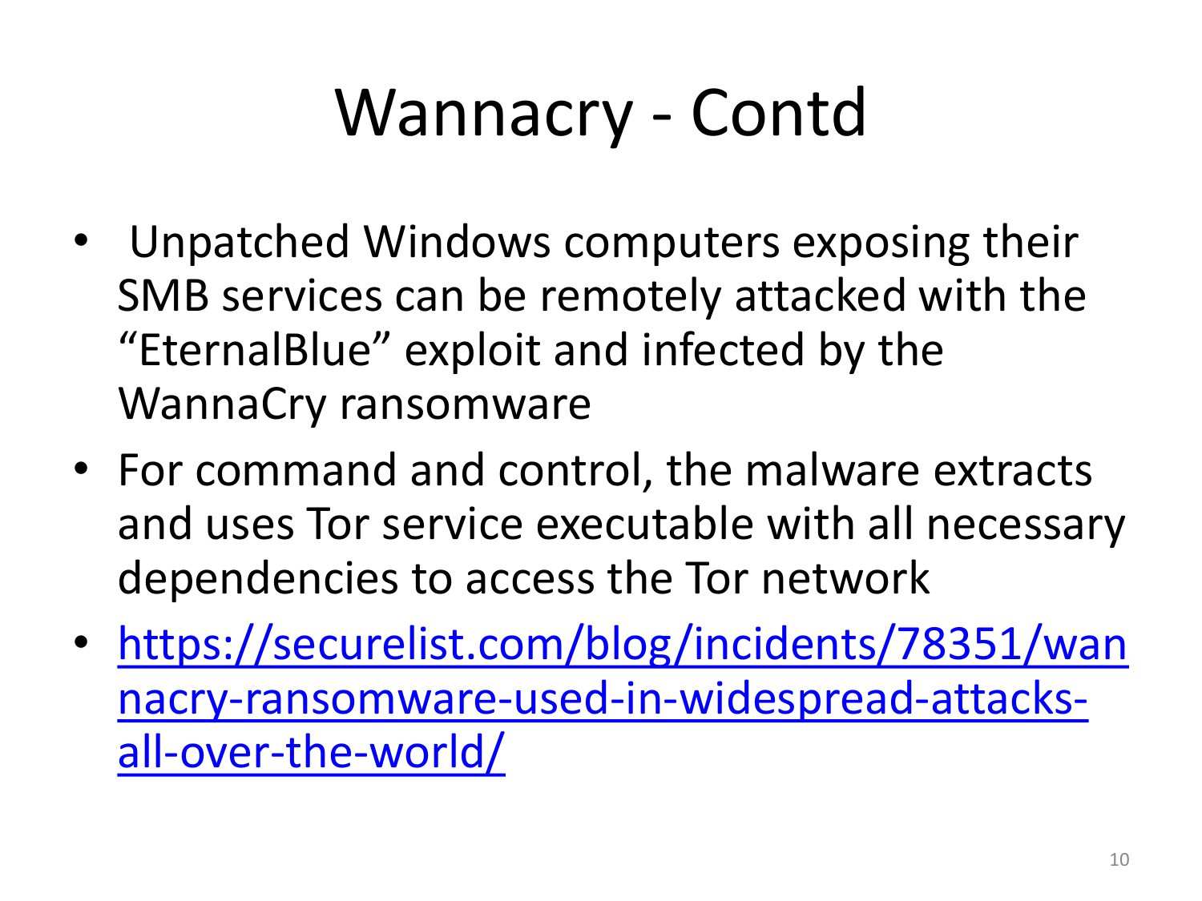# Wannacry - Contd

- Unpatched Windows computers exposing their SMB services can be remotely attacked with the "EternalBlue" exploit and infected by the WannaCry ransomware
- For command and control, the malware extracts and uses Tor service executable with all necessary dependencies to access the Tor network
- [https://securelist.com/blog/incidents/78351/wannacry-ransomware-used-in-widespread-attacks-all-over-the-world/](https://securelist.com/blog/incidents/78351/wannacry-ransomware-used-in-widespread-attacks-all-over-the-world/)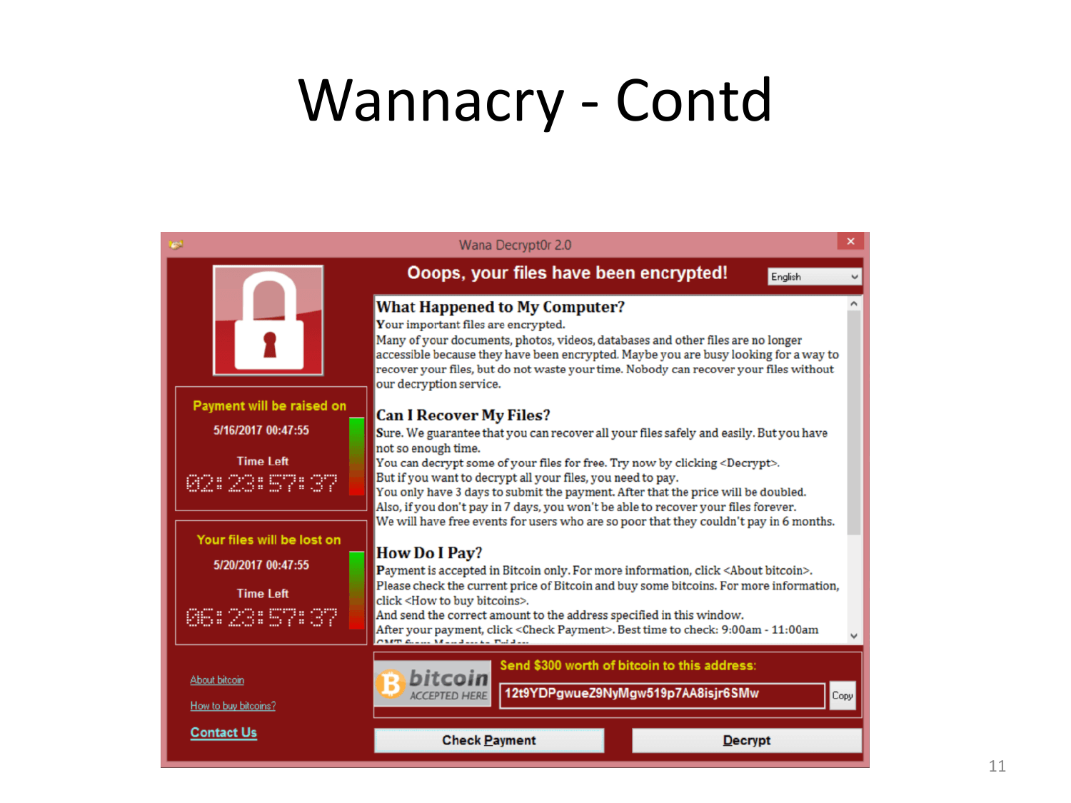# Wannacry - Contd

Wana Decrypt0r 2.0

**Ooops, your files have been encrypted!**

English

**Payment will be raised on**

5/16/2017 00:47:55

Time Left

02:23:57:37

**Your files will be lost on**

5/20/2017 00:47:55

Time Left

06:23:57:37

## What Happened to My Computer?

Your important files are encrypted.

Many of your documents, photos, videos, databases and other files are no longer accessible because they have been encrypted. Maybe you are busy looking for a way to recover your files, but do not waste your time. Nobody can recover your files without our decryption service.

## Can I Recover My Files?

Sure. We guarantee that you can recover all your files safely and easily. But you have not so enough time.

You can decrypt some of your files for free. Try now by clicking <Decrypt>.

But if you want to decrypt all your files, you need to pay.

You only have 3 days to submit the payment. After that the price will be doubled.

Also, if you don't pay in 7 days, you won't be able to recover your files forever.

We will have free events for users who are so poor that they couldn't pay in 6 months.

## How Do I Pay?

Payment is accepted in Bitcoin only. For more information, click <About bitcoin>.

Please check the current price of Bitcoin and buy some bitcoins. For more information, click <How to buy bitcoins>.

And send the correct amount to the address specified in this window.

After your payment, click <Check Payment>. Best time to check: 9:00am - 11:00am

About bitcoin

How to buy bitcoins?

Contact Us

bitcoin ACCEPTED HERE

**Send $300 worth of bitcoin to this address:**

12t9YDPgwueZ9NyMgw519p7AA8isjr6SMw

Copy

Check Payment

Decrypt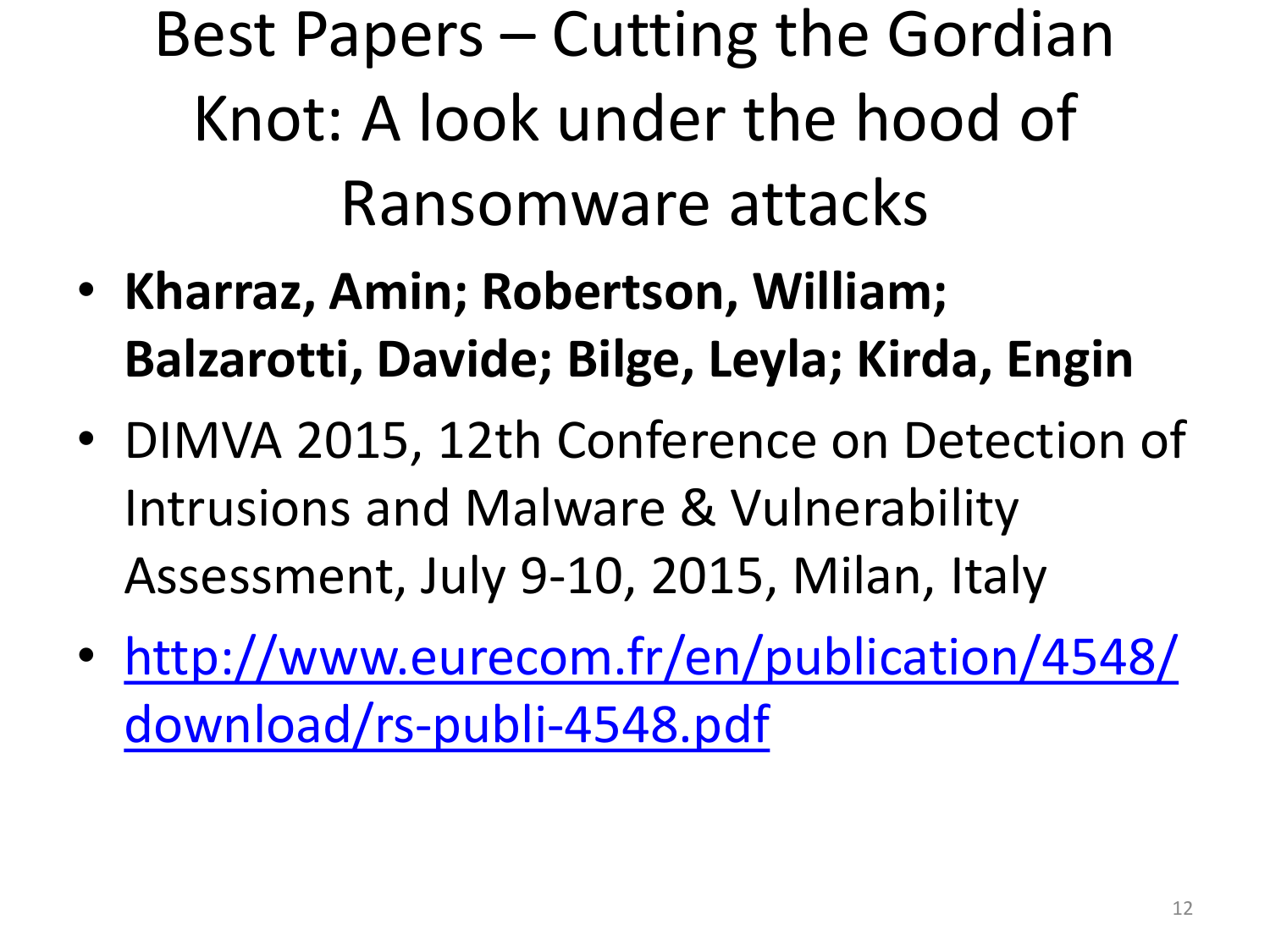# Best Papers – Cutting the Gordian Knot: A look under the hood of Ransomware attacks

- **Kharraz, Amin; Robertson, William; Balzarotti, Davide; Bilge, Leyla; Kirda, Engin**
- DIMVA 2015, 12th Conference on Detection of Intrusions and Malware & Vulnerability Assessment, July 9-10, 2015, Milan, Italy
- [http://www.eurecom.fr/en/publication/4548/download/rs-publi-4548.pdf](http://www.eurecom.fr/en/publication/4548/download/rs-publi-4548.pdf)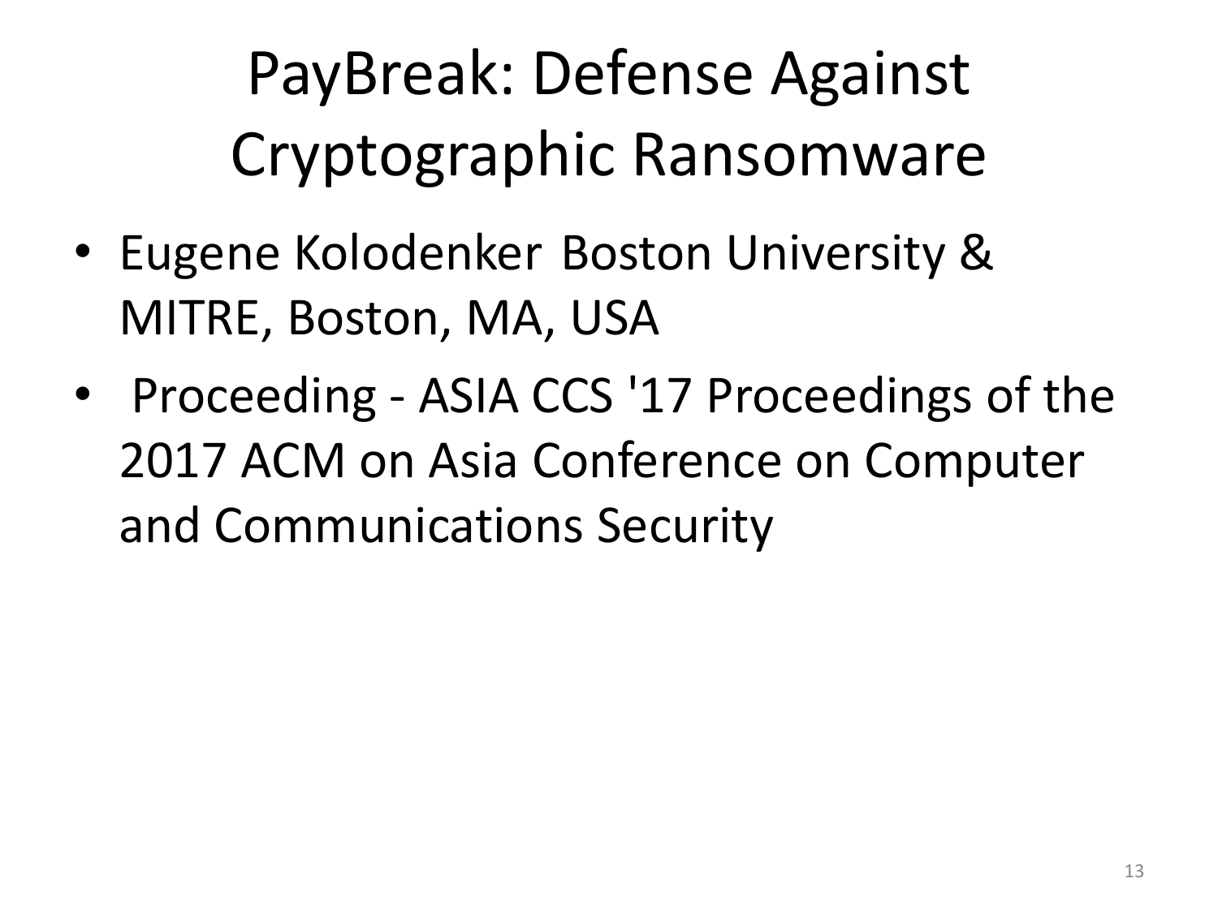# PayBreak: Defense Against Cryptographic Ransomware

- Eugene Kolodenker Boston University & MITRE, Boston, MA, USA
- Proceeding - ASIA CCS '17 Proceedings of the 2017 ACM on Asia Conference on Computer and Communications Security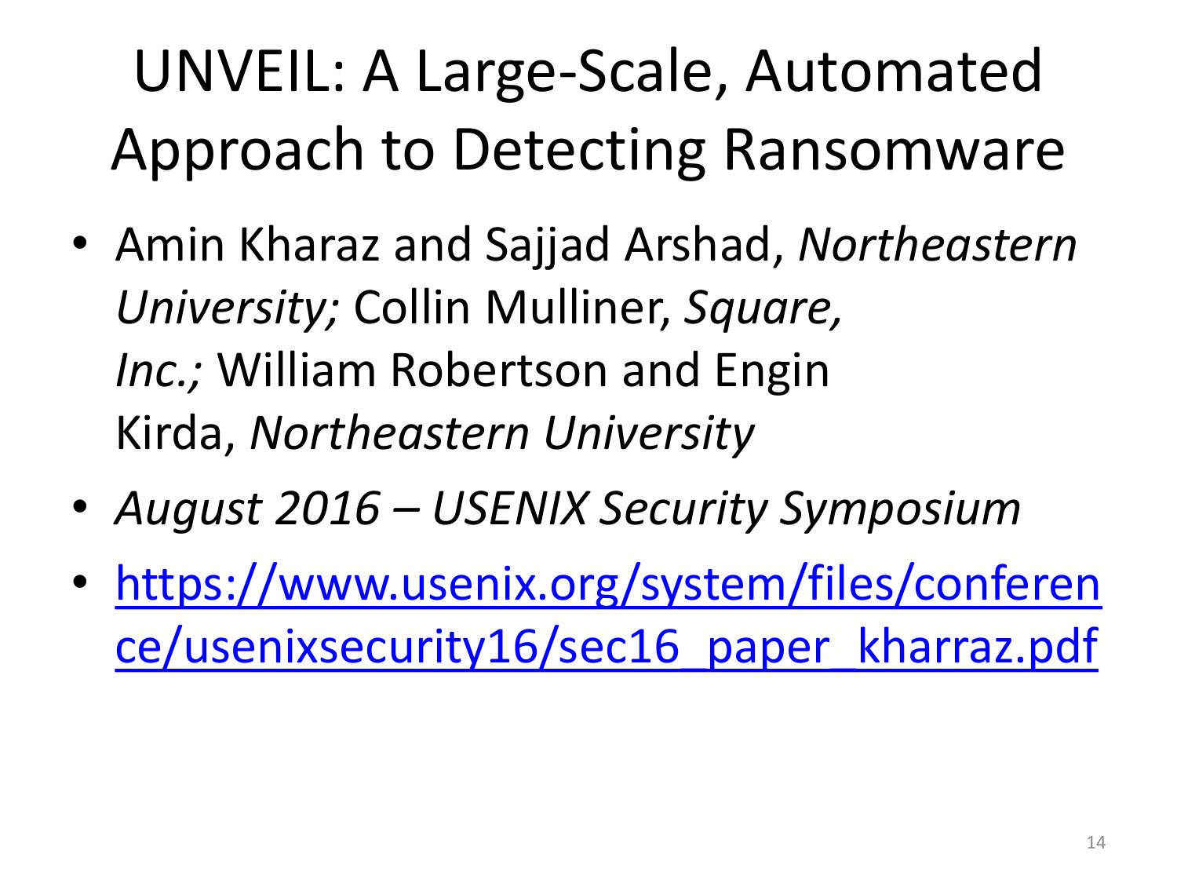# UNVEIL: A Large-Scale, Automated Approach to Detecting Ransomware

- Amin Kharaz and Sajjad Arshad, *Northeastern University;* Collin Mulliner, *Square, Inc.;* William Robertson and Engin Kirda, *Northeastern University*
- *August 2016 – USENIX Security Symposium*
- https://www.usenix.org/system/files/conference/usenixsecurity16/sec16_paper_kharraz.pdf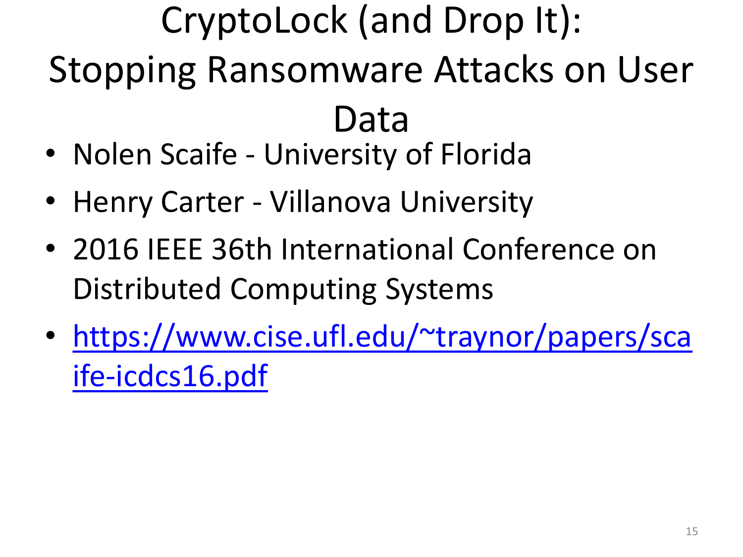# CryptoLock (and Drop It): Stopping Ransomware Attacks on User Data

- Nolen Scaife - University of Florida
- Henry Carter - Villanova University
- 2016 IEEE 36th International Conference on Distributed Computing Systems
- https://www.cise.ufl.edu/~traynor/papers/scaife-icdcs16.pdf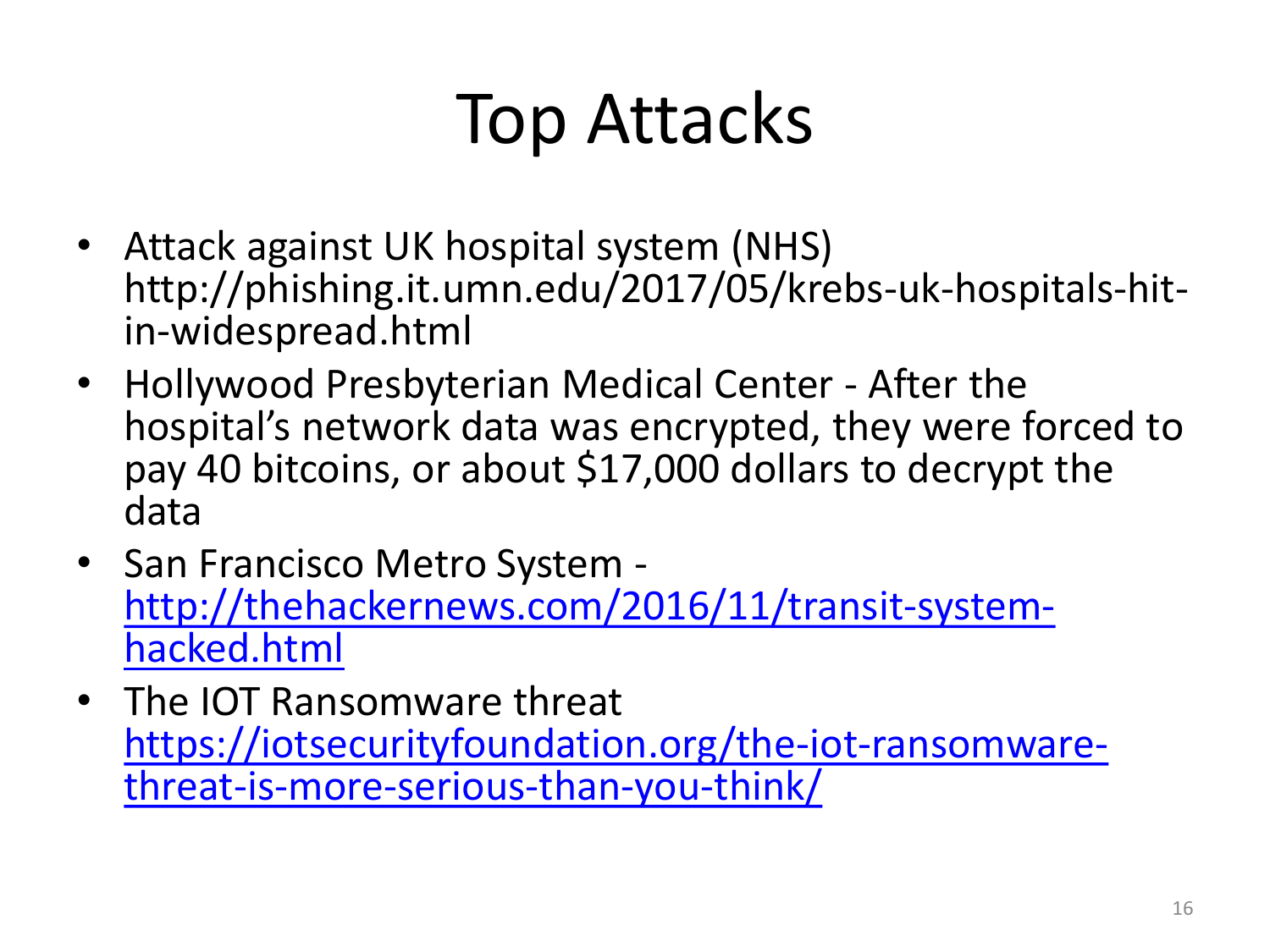# Top Attacks

- Attack against UK hospital system (NHS) http://phishing.it.umn.edu/2017/05/krebs-uk-hospitals-hit-in-widespread.html
- Hollywood Presbyterian Medical Center - After the hospital's network data was encrypted, they were forced to pay 40 bitcoins, or about $17,000 dollars to decrypt the data
- San Francisco Metro System - [http://thehackernews.com/2016/11/transit-system-hacked.html](http://thehackernews.com/2016/11/transit-system-hacked.html)
- The IOT Ransomware threat [https://iotsecurityfoundation.org/the-iot-ransomware-threat-is-more-serious-than-you-think/](https://iotsecurityfoundation.org/the-iot-ransomware-threat-is-more-serious-than-you-think/)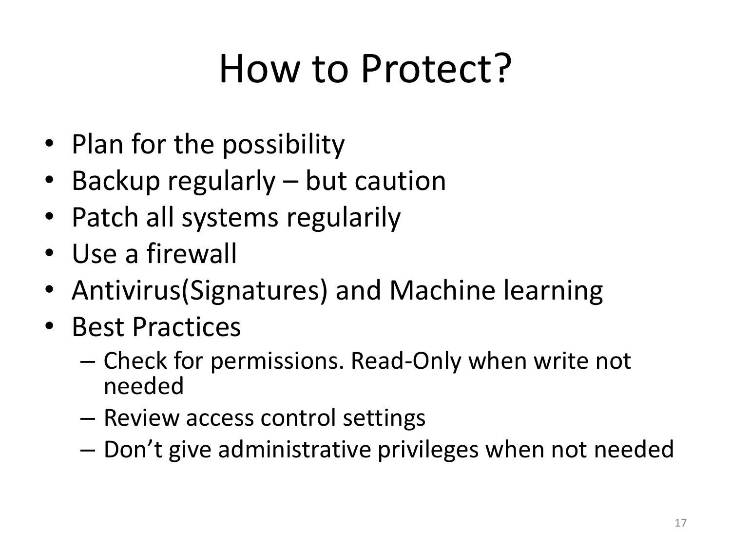# How to Protect?

- Plan for the possibility
- Backup regularly – but caution
- Patch all systems regularily
- Use a firewall
- Antivirus(Signatures) and Machine learning
- Best Practices
  - Check for permissions. Read-Only when write not needed
  - Review access control settings
  - Don't give administrative privileges when not needed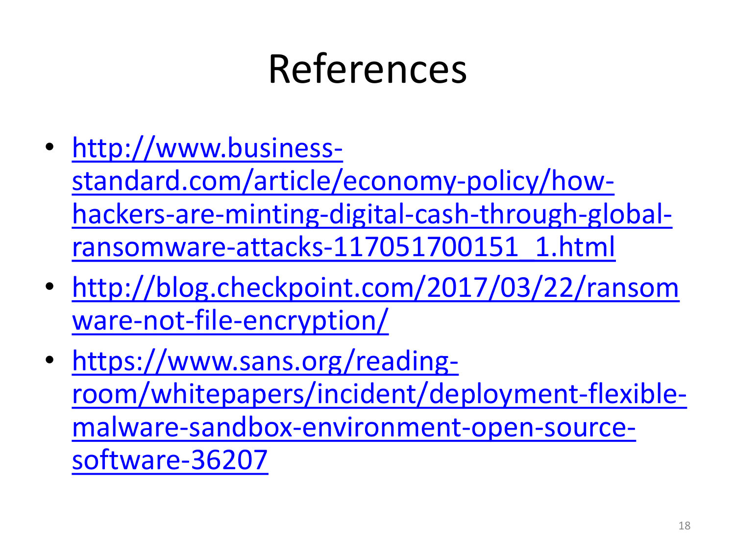# References

- http://www.business-standard.com/article/economy-policy/how-hackers-are-minting-digital-cash-through-global-ransomware-attacks-117051700151_1.html
- http://blog.checkpoint.com/2017/03/22/ransomware-not-file-encryption/
- https://www.sans.org/reading-room/whitepapers/incident/deployment-flexible-malware-sandbox-environment-open-source-software-36207